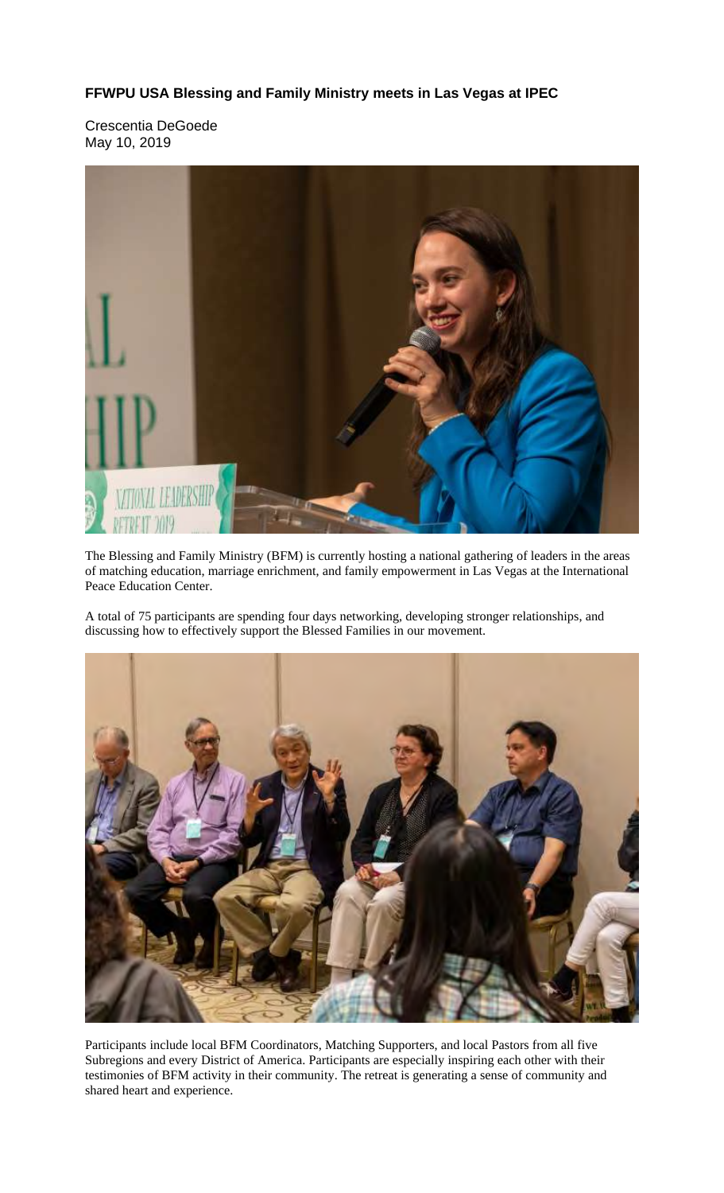**FFWPU USA Blessing and Family Ministry meets in Las Vegas at IPEC**

Crescentia DeGoede
May 10, 2019

The Blessing and Family Ministry (BFM) is currently hosting a national gathering of leaders in the areas of matching education, marriage enrichment, and family empowerment in Las Vegas at the International Peace Education Center.

A total of 75 participants are spending four days networking, developing stronger relationships, and discussing how to effectively support the Blessed Families in our movement.

Participants include local BFM Coordinators, Matching Supporters, and local Pastors from all five Subregions and every District of America. Participants are especially inspiring each other with their testimonies of BFM activity in their community. The retreat is generating a sense of community and shared heart and experience.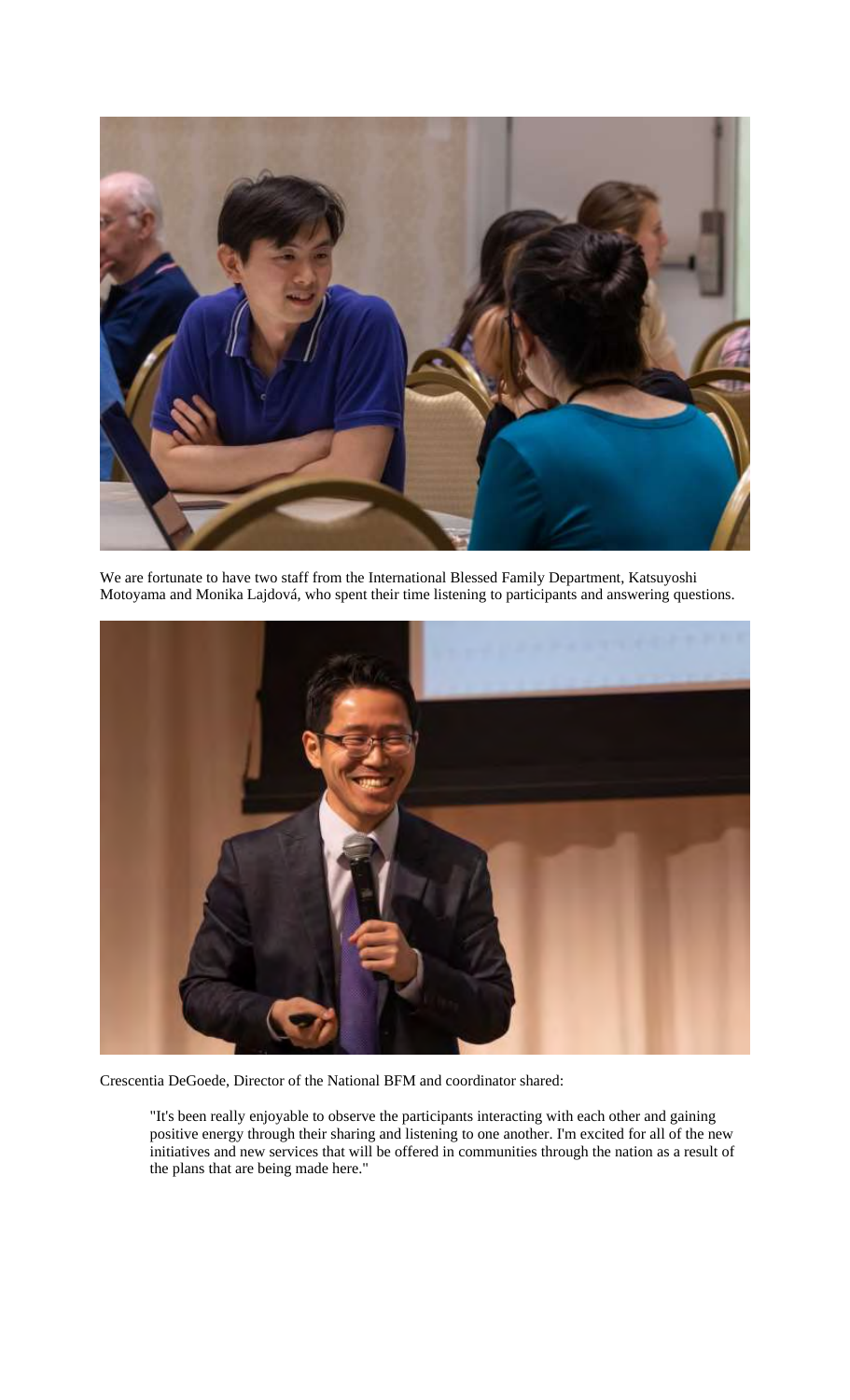We are fortunate to have two staff from the International Blessed Family Department, Katsuyoshi Motoyama and Monika Lajdová, who spent their time listening to participants and answering questions.

Crescentia DeGoede, Director of the National BFM and coordinator shared:

> "It's been really enjoyable to observe the participants interacting with each other and gaining positive energy through their sharing and listening to one another. I'm excited for all of the new initiatives and new services that will be offered in communities through the nation as a result of the plans that are being made here."